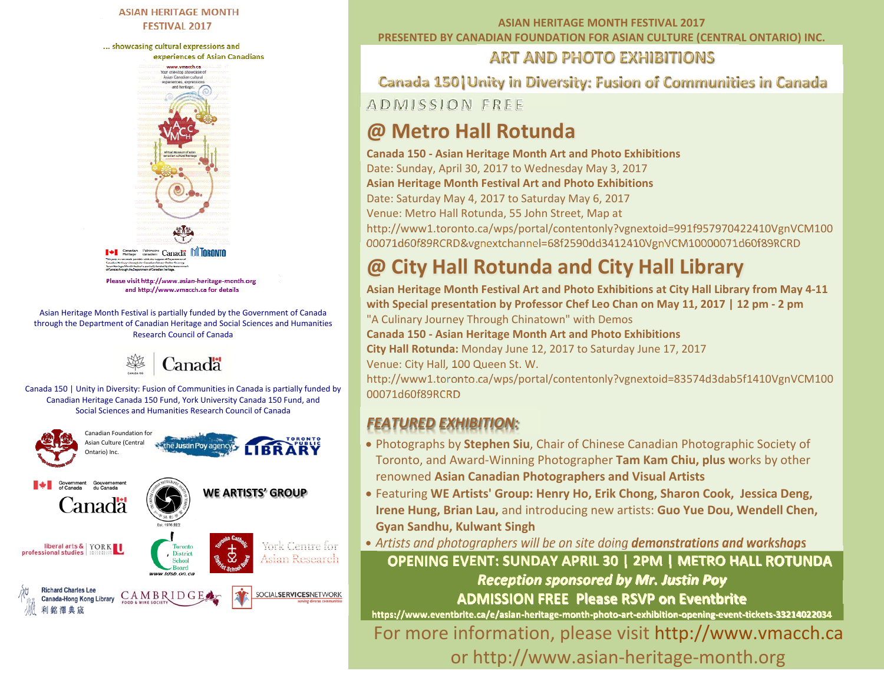## ASIAN HERITAGE MONTH FESTIVAL 2017

... showcasing cultural expressions and experiences of Asian Canadians

Please visit http://www.asian-heritage-month.org and http://www.vmacch.ca for details

Asian Heritage Month Festival is partially funded by the Government of Canada through the Department of Canadian Heritage and Social Sciences and Humanities Research Council of Canada

Canada 150 | Unity in Diversity: Fusion of Communities in Canada is partially funded by Canadian Heritage Canada 150 Fund, York University Canada 150 Fund, and Social Sciences and Humanities Research Council of Canada

Canadian Foundation for Asian Culture (Central Ontario) Inc.

WE ARTISTS' GROUP

---

**ASIAN HERITAGE MONTH FESTIVAL 2017**
**PRESENTED BY CANADIAN FOUNDATION FOR ASIAN CULTURE (CENTRAL ONTARIO) INC.**

# ART AND PHOTO EXHIBITIONS

## Canada 150|Unity in Diversity: Fusion of Communities in Canada

ADMISSION FREE

## @ Metro Hall Rotunda

**Canada 150 - Asian Heritage Month Art and Photo Exhibitions**
Date: Sunday, April 30, 2017 to Wednesday May 3, 2017
**Asian Heritage Month Festival Art and Photo Exhibitions**
Date: Saturday May 4, 2017 to Saturday May 6, 2017
Venue: Metro Hall Rotunda, 55 John Street, Map at
http://www1.toronto.ca/wps/portal/contentonly?vgnextoid=991f957970422410VgnVCM10000071d60f89RCRD&vgnextchannel=68f2590dd3412410VgnVCM10000071d60f89RCRD

## @ City Hall Rotunda and City Hall Library

**Asian Heritage Month Festival Art and Photo Exhibitions at City Hall Library from May 4-11 with Special presentation by Professor Chef Leo Chan on May 11, 2017 | 12 pm - 2 pm**
"A Culinary Journey Through Chinatown" with Demos
**Canada 150 - Asian Heritage Month Art and Photo Exhibitions**
**City Hall Rotunda:** Monday June 12, 2017 to Saturday June 17, 2017
Venue: City Hall, 100 Queen St. W.
http://www1.toronto.ca/wps/portal/contentonly?vgnextoid=83574d3dab5f1410VgnVCM10000071d60f89RCRD

### *FEATURED EXHIBITION:*

- Photographs by **Stephen Siu**, Chair of Chinese Canadian Photographic Society of Toronto, and Award-Winning Photographer **Tam Kam Chiu, plus w**orks by other renowned **Asian Canadian Photographers and Visual Artists**
- Featuring **WE Artists' Group: Henry Ho, Erik Chong, Sharon Cook, Jessica Deng, Irene Hung, Brian Lau,** and introducing new artists: **Guo Yue Dou, Wendell Chen, Gyan Sandhu, Kulwant Singh**
- *Artists and photographers will be on site doing **demonstrations and workshops***

**OPENING EVENT: SUNDAY APRIL 30 | 2PM | METRO HALL ROTUNDA**
***Reception sponsored by Mr. Justin Poy***
**ADMISSION FREE Please RSVP on Eventbrite**
https://www.eventbrite.ca/e/asian-heritage-month-photo-art-exhibition-opening-event-tickets-33214022034

For more information, please visit http://www.vmacch.ca or http://www.asian-heritage-month.org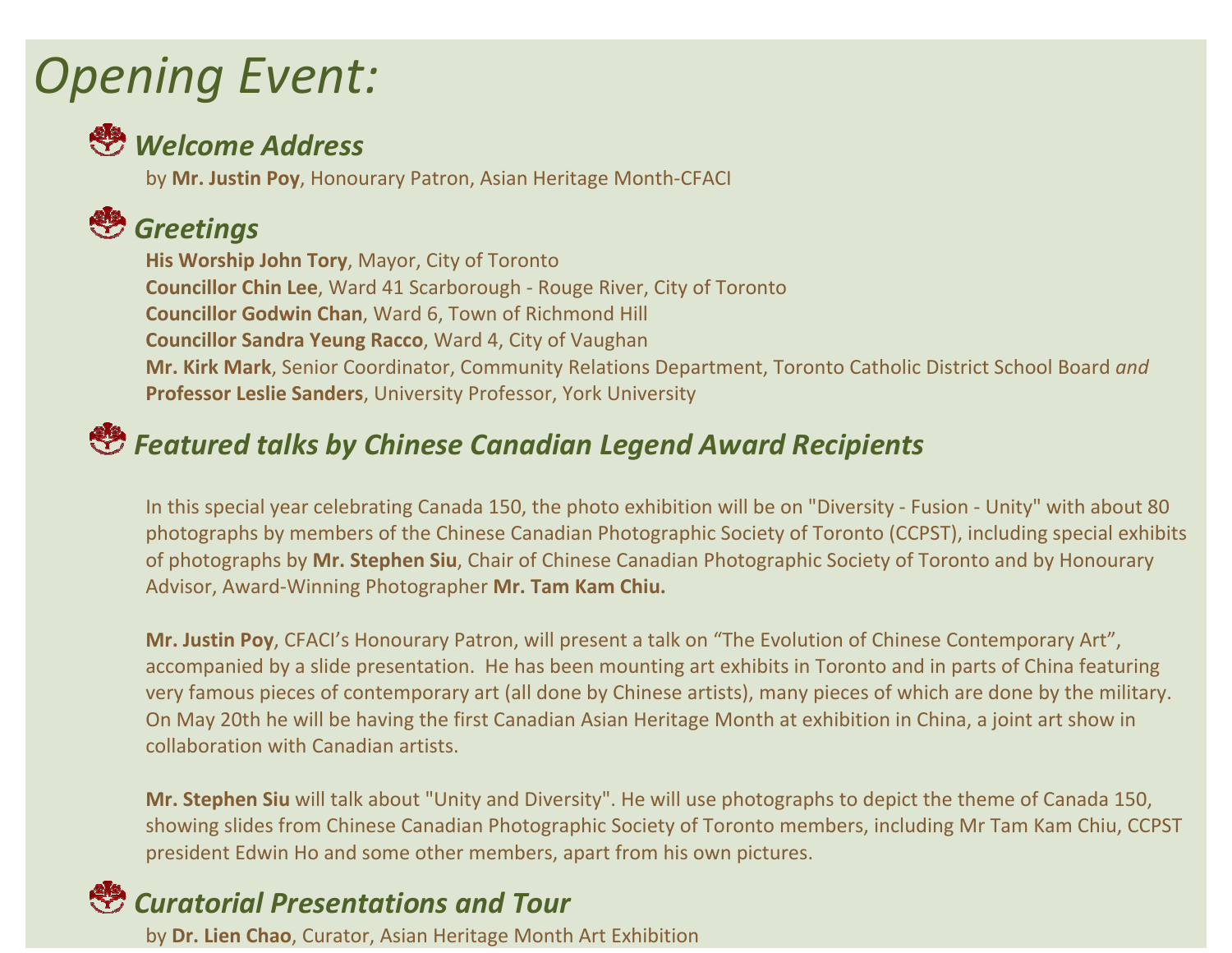# *Opening Event:*

## *Welcome Address*

by **Mr. Justin Poy**, Honourary Patron, Asian Heritage Month-CFACI

## *Greetings*

**His Worship John Tory**, Mayor, City of Toronto
**Councillor Chin Lee**, Ward 41 Scarborough - Rouge River, City of Toronto
**Councillor Godwin Chan**, Ward 6, Town of Richmond Hill
**Councillor Sandra Yeung Racco**, Ward 4, City of Vaughan
**Mr. Kirk Mark**, Senior Coordinator, Community Relations Department, Toronto Catholic District School Board *and*
**Professor Leslie Sanders**, University Professor, York University

## *Featured talks by Chinese Canadian Legend Award Recipients*

In this special year celebrating Canada 150, the photo exhibition will be on "Diversity - Fusion - Unity" with about 80 photographs by members of the Chinese Canadian Photographic Society of Toronto (CCPST), including special exhibits of photographs by **Mr. Stephen Siu**, Chair of Chinese Canadian Photographic Society of Toronto and by Honourary Advisor, Award-Winning Photographer **Mr. Tam Kam Chiu.**

**Mr. Justin Poy**, CFACI's Honourary Patron, will present a talk on "The Evolution of Chinese Contemporary Art", accompanied by a slide presentation. He has been mounting art exhibits in Toronto and in parts of China featuring very famous pieces of contemporary art (all done by Chinese artists), many pieces of which are done by the military. On May 20th he will be having the first Canadian Asian Heritage Month at exhibition in China, a joint art show in collaboration with Canadian artists.

**Mr. Stephen Siu** will talk about "Unity and Diversity". He will use photographs to depict the theme of Canada 150, showing slides from Chinese Canadian Photographic Society of Toronto members, including Mr Tam Kam Chiu, CCPST president Edwin Ho and some other members, apart from his own pictures.

## *Curatorial Presentations and Tour*

by **Dr. Lien Chao**, Curator, Asian Heritage Month Art Exhibition